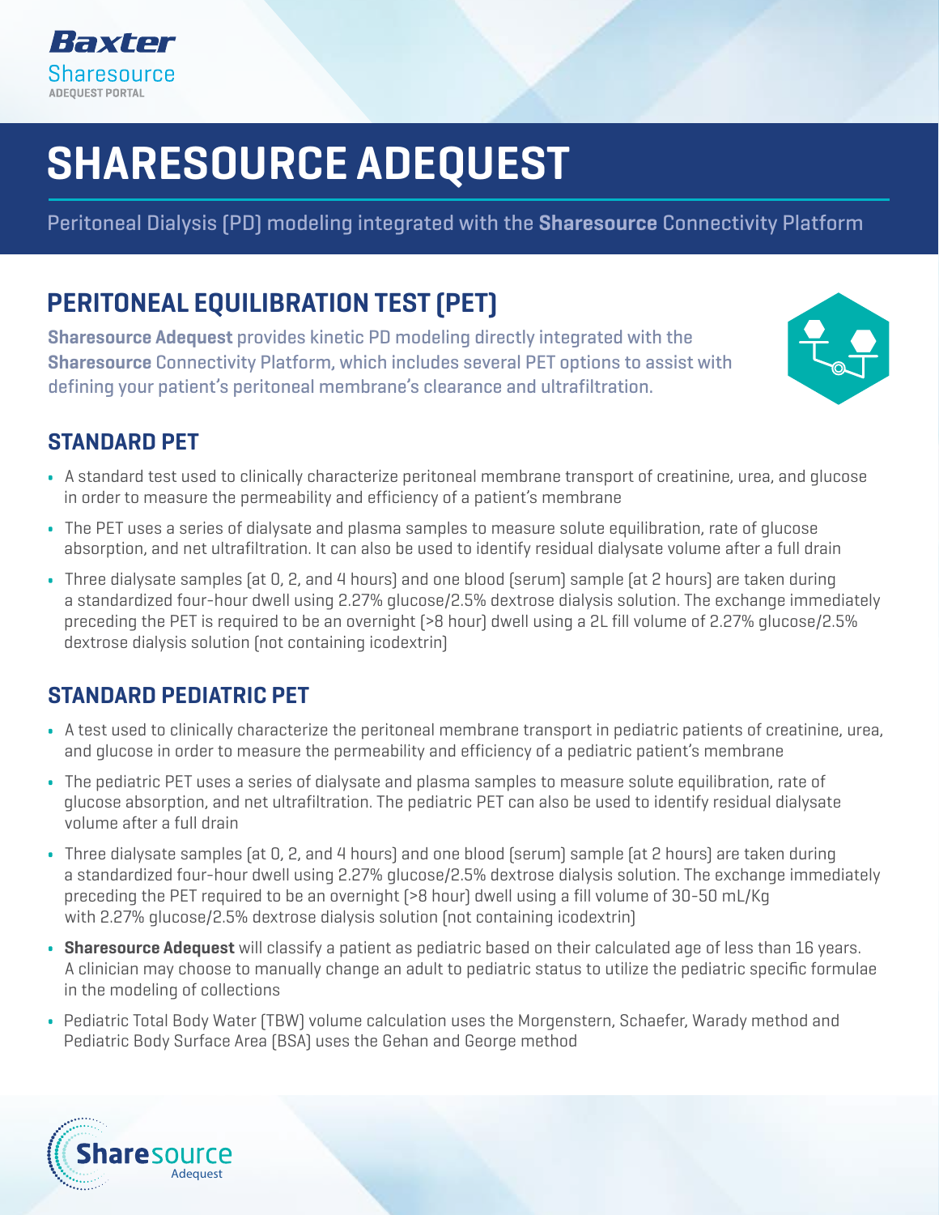Baxter

Sharesource

ADEQUEST PORTAL

# SHARESOURCE ADEQUEST

Peritoneal Dialysis (PD) modeling integrated with the **Sharesource** Connectivity Platform

## PERITONEAL EQUILIBRATION TEST (PET)

**Sharesource Adequest** provides kinetic PD modeling directly integrated with the **Sharesource** Connectivity Platform, which includes several PET options to assist with defining your patient's peritoneal membrane's clearance and ultrafiltration.

### STANDARD PET

- A standard test used to clinically characterize peritoneal membrane transport of creatinine, urea, and glucose in order to measure the permeability and efficiency of a patient's membrane
- The PET uses a series of dialysate and plasma samples to measure solute equilibration, rate of glucose absorption, and net ultrafiltration. It can also be used to identify residual dialysate volume after a full drain
- Three dialysate samples (at 0, 2, and 4 hours) and one blood (serum) sample (at 2 hours) are taken during a standardized four-hour dwell using 2.27% glucose/2.5% dextrose dialysis solution. The exchange immediately preceding the PET is required to be an overnight (>8 hour) dwell using a 2L fill volume of 2.27% glucose/2.5% dextrose dialysis solution (not containing icodextrin)

### STANDARD PEDIATRIC PET

- A test used to clinically characterize the peritoneal membrane transport in pediatric patients of creatinine, urea, and glucose in order to measure the permeability and efficiency of a pediatric patient's membrane
- The pediatric PET uses a series of dialysate and plasma samples to measure solute equilibration, rate of glucose absorption, and net ultrafiltration. The pediatric PET can also be used to identify residual dialysate volume after a full drain
- Three dialysate samples (at 0, 2, and 4 hours) and one blood (serum) sample (at 2 hours) are taken during a standardized four-hour dwell using 2.27% glucose/2.5% dextrose dialysis solution. The exchange immediately preceding the PET required to be an overnight (>8 hour) dwell using a fill volume of 30-50 mL/Kg with 2.27% glucose/2.5% dextrose dialysis solution (not containing icodextrin)
- **Sharesource Adequest** will classify a patient as pediatric based on their calculated age of less than 16 years. A clinician may choose to manually change an adult to pediatric status to utilize the pediatric specific formulae in the modeling of collections
- Pediatric Total Body Water (TBW) volume calculation uses the Morgenstern, Schaefer, Warady method and Pediatric Body Surface Area (BSA) uses the Gehan and George method

Sharesource Adequest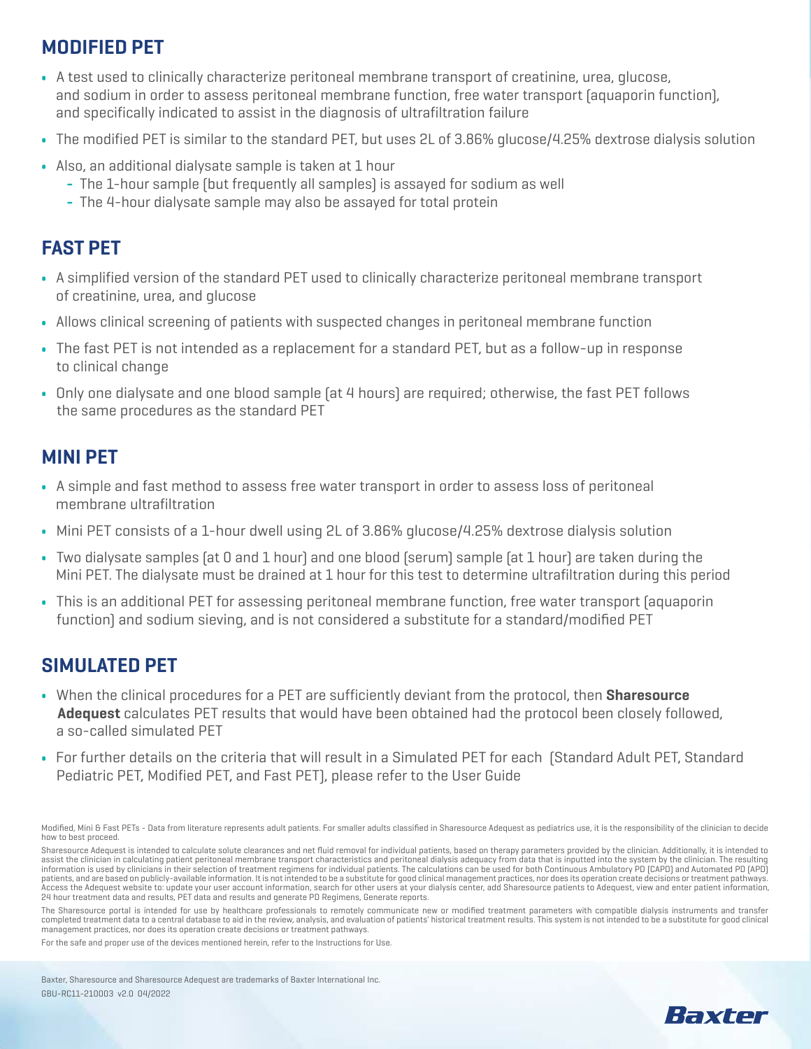## MODIFIED PET

- A test used to clinically characterize peritoneal membrane transport of creatinine, urea, glucose, and sodium in order to assess peritoneal membrane function, free water transport (aquaporin function), and specifically indicated to assist in the diagnosis of ultrafiltration failure
- The modified PET is similar to the standard PET, but uses 2L of 3.86% glucose/4.25% dextrose dialysis solution
- Also, an additional dialysate sample is taken at 1 hour
  - The 1-hour sample (but frequently all samples) is assayed for sodium as well
  - The 4-hour dialysate sample may also be assayed for total protein

## FAST PET

- A simplified version of the standard PET used to clinically characterize peritoneal membrane transport of creatinine, urea, and glucose
- Allows clinical screening of patients with suspected changes in peritoneal membrane function
- The fast PET is not intended as a replacement for a standard PET, but as a follow-up in response to clinical change
- Only one dialysate and one blood sample (at 4 hours) are required; otherwise, the fast PET follows the same procedures as the standard PET

## MINI PET

- A simple and fast method to assess free water transport in order to assess loss of peritoneal membrane ultrafiltration
- Mini PET consists of a 1-hour dwell using 2L of 3.86% glucose/4.25% dextrose dialysis solution
- Two dialysate samples (at 0 and 1 hour) and one blood (serum) sample (at 1 hour) are taken during the Mini PET. The dialysate must be drained at 1 hour for this test to determine ultrafiltration during this period
- This is an additional PET for assessing peritoneal membrane function, free water transport (aquaporin function) and sodium sieving, and is not considered a substitute for a standard/modified PET

## SIMULATED PET

- When the clinical procedures for a PET are sufficiently deviant from the protocol, then **Sharesource Adequest** calculates PET results that would have been obtained had the protocol been closely followed, a so-called simulated PET
- For further details on the criteria that will result in a Simulated PET for each (Standard Adult PET, Standard Pediatric PET, Modified PET, and Fast PET), please refer to the User Guide

Modified, Mini & Fast PETs - Data from literature represents adult patients. For smaller adults classified in Sharesource Adequest as pediatrics use, it is the responsibility of the clinician to decide how to best proceed.

Sharesource Adequest is intended to calculate solute clearances and net fluid removal for individual patients, based on therapy parameters provided by the clinician. Additionally, it is intended to assist the clinician in calculating patient peritoneal membrane transport characteristics and peritoneal dialysis adequacy from data that is inputted into the system by the clinician. The resulting information is used by clinicians in their selection of treatment regimens for individual patients. The calculations can be used for both Continuous Ambulatory PD (CAPD) and Automated PD (APD) patients, and are based on publicly-available information. It is not intended to be a substitute for good clinical management practices, nor does its operation create decisions or treatment pathways. Access the Adequest website to: update your user account information, search for other users at your dialysis center, add Sharesource patients to Adequest, view and enter patient information, 24 hour treatment data and results, PET data and results and generate PD Regimens, Generate reports.

The Sharesource portal is intended for use by healthcare professionals to remotely communicate new or modified treatment parameters with compatible dialysis instruments and transfer completed treatment data to a central database to aid in the review, analysis, and evaluation of patients' historical treatment results. This system is not intended to be a substitute for good clinical management practices, nor does its operation create decisions or treatment pathways.

For the safe and proper use of the devices mentioned herein, refer to the Instructions for Use.

Baxter, Sharesource and Sharesource Adequest are trademarks of Baxter International Inc.

GBU-RC11-210003 v2.0 04/2022

Baxter